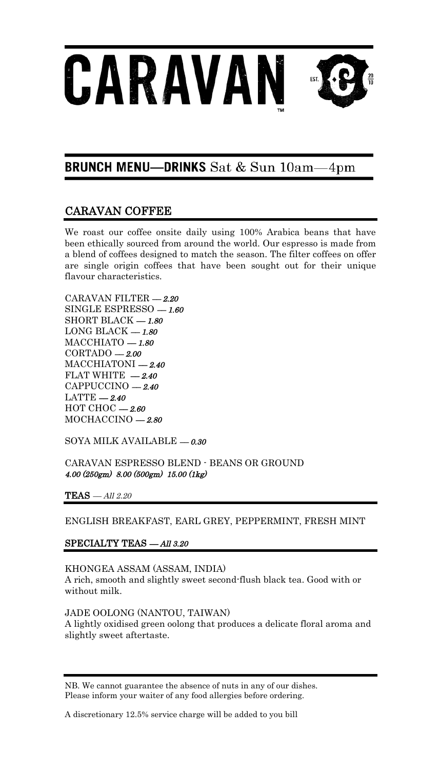# CARAVAN

EST. 2010

## BRUNCH MENU—DRINKS Sat & Sun 10am—4pm

### CARAVAN COFFEE

We roast our coffee onsite daily using 100% Arabica beans that have been ethically sourced from around the world. Our espresso is made from a blend of coffees designed to match the season. The filter coffees on offer are single origin coffees that have been sought out for their unique flavour characteristics.

CARAVAN FILTER — *2.20*
SINGLE ESPRESSO — *1.60*
SHORT BLACK — *1.80*
LONG BLACK — *1.80*
MACCHIATO — *1.80*
CORTADO — *2.00*
MACCHIATONI — *2.40*
FLAT WHITE — *2.40*
CAPPUCCINO — *2.40*
LATTE — *2.40*
HOT CHOC — *2.60*
MOCHACCINO — *2.80*

SOYA MILK AVAILABLE — *0.30*

CARAVAN ESPRESSO BLEND - BEANS OR GROUND
*4.00 (250gm) 8.00 (500gm) 15.00 (1kg)*

### TEAS — *All 2.20*

ENGLISH BREAKFAST, EARL GREY, PEPPERMINT, FRESH MINT

### SPECIALTY TEAS — *All 3.20*

KHONGEA ASSAM (ASSAM, INDIA)
A rich, smooth and slightly sweet second-flush black tea. Good with or without milk.

JADE OOLONG (NANTOU, TAIWAN)
A lightly oxidised green oolong that produces a delicate floral aroma and slightly sweet aftertaste.

NB. We cannot guarantee the absence of nuts in any of our dishes.
Please inform your waiter of any food allergies before ordering.

A discretionary 12.5% service charge will be added to you bill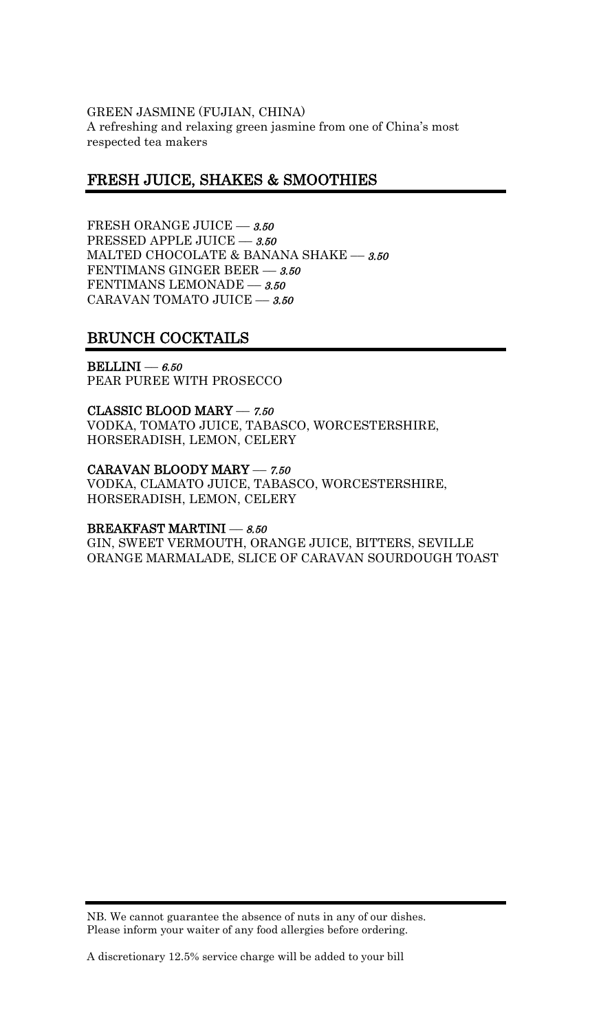GREEN JASMINE (FUJIAN, CHINA)
A refreshing and relaxing green jasmine from one of China's most respected tea makers

## FRESH JUICE, SHAKES & SMOOTHIES

FRESH ORANGE JUICE — *3.50*
PRESSED APPLE JUICE — *3.50*
MALTED CHOCOLATE & BANANA SHAKE — *3.50*
FENTIMANS GINGER BEER — *3.50*
FENTIMANS LEMONADE — *3.50*
CARAVAN TOMATO JUICE — *3.50*

## BRUNCH COCKTAILS

**BELLINI** — *6.50*
PEAR PUREE WITH PROSECCO

**CLASSIC BLOOD MARY** — *7.50*
VODKA, TOMATO JUICE, TABASCO, WORCESTERSHIRE, HORSERADISH, LEMON, CELERY

**CARAVAN BLOODY MARY** — *7.50*
VODKA, CLAMATO JUICE, TABASCO, WORCESTERSHIRE, HORSERADISH, LEMON, CELERY

**BREAKFAST MARTINI** — *8.50*
GIN, SWEET VERMOUTH, ORANGE JUICE, BITTERS, SEVILLE ORANGE MARMALADE, SLICE OF CARAVAN SOURDOUGH TOAST

---

NB. We cannot guarantee the absence of nuts in any of our dishes.
Please inform your waiter of any food allergies before ordering.

A discretionary 12.5% service charge will be added to your bill